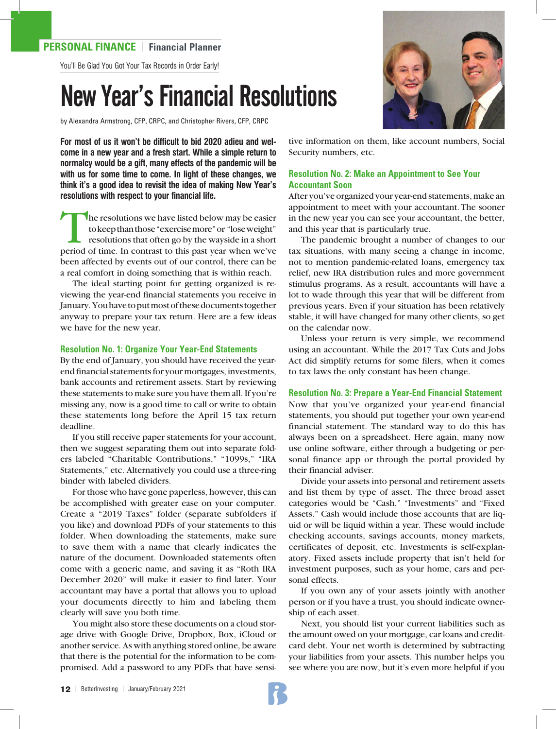PERSONAL FINANCE | Financial Planner

You'll Be Glad You Got Your Tax Records in Order Early!

# New Year's Financial Resolutions

by Alexandra Armstrong, CFP, CRPC, and Christopher Rivers, CFP, CRPC

**For most of us it won't be difficult to bid 2020 adieu and welcome in a new year and a fresh start. While a simple return to normalcy would be a gift, many effects of the pandemic will be with us for some time to come. In light of these changes, we think it's a good idea to revisit the idea of making New Year's resolutions with respect to your financial life.**

The resolutions we have listed below may be easier to keep than those "exercise more" or "lose weight" resolutions that often go by the wayside in a short period of time. In contrast to this past year when we've been affected by events out of our control, there can be a real comfort in doing something that is within reach.

The ideal starting point for getting organized is reviewing the year-end financial statements you receive in January. You have to put most of these documents together anyway to prepare your tax return. Here are a few ideas we have for the new year.

### Resolution No. 1: Organize Your Year-End Statements

By the end of January, you should have received the year-end financial statements for your mortgages, investments, bank accounts and retirement assets. Start by reviewing these statements to make sure you have them all. If you're missing any, now is a good time to call or write to obtain these statements long before the April 15 tax return deadline.

If you still receive paper statements for your account, then we suggest separating them out into separate folders labeled "Charitable Contributions," "1099s," "IRA Statements," etc. Alternatively you could use a three-ring binder with labeled dividers.

For those who have gone paperless, however, this can be accomplished with greater ease on your computer. Create a "2019 Taxes" folder (separate subfolders if you like) and download PDFs of your statements to this folder. When downloading the statements, make sure to save them with a name that clearly indicates the nature of the document. Downloaded statements often come with a generic name, and saving it as "Roth IRA December 2020" will make it easier to find later. Your accountant may have a portal that allows you to upload your documents directly to him and labeling them clearly will save you both time.

You might also store these documents on a cloud storage drive with Google Drive, Dropbox, Box, iCloud or another service. As with anything stored online, be aware that there is the potential for the information to be compromised. Add a password to any PDFs that have sensitive information on them, like account numbers, Social Security numbers, etc.

### Resolution No. 2: Make an Appointment to See Your Accountant Soon

After you've organized your year-end statements, make an appointment to meet with your accountant. The sooner in the new year you can see your accountant, the better, and this year that is particularly true.

The pandemic brought a number of changes to our tax situations, with many seeing a change in income, not to mention pandemic-related loans, emergency tax relief, new IRA distribution rules and more government stimulus programs. As a result, accountants will have a lot to wade through this year that will be different from previous years. Even if your situation has been relatively stable, it will have changed for many other clients, so get on the calendar now.

Unless your return is very simple, we recommend using an accountant. While the 2017 Tax Cuts and Jobs Act did simplify returns for some filers, when it comes to tax laws the only constant has been change.

### Resolution No. 3: Prepare a Year-End Financial Statement

Now that you've organized your year-end financial statements, you should put together your own year-end financial statement. The standard way to do this has always been on a spreadsheet. Here again, many now use online software, either through a budgeting or personal finance app or through the portal provided by their financial adviser.

Divide your assets into personal and retirement assets and list them by type of asset. The three broad asset categories would be "Cash," "Investments" and "Fixed Assets." Cash would include those accounts that are liquid or will be liquid within a year. These would include checking accounts, savings accounts, money markets, certificates of deposit, etc. Investments is self-explanatory. Fixed assets include property that isn't held for investment purposes, such as your home, cars and personal effects.

If you own any of your assets jointly with another person or if you have a trust, you should indicate ownership of each asset.

Next, you should list your current liabilities such as the amount owed on your mortgage, car loans and credit-card debt. Your net worth is determined by subtracting your liabilities from your assets. This number helps you see where you are now, but it's even more helpful if you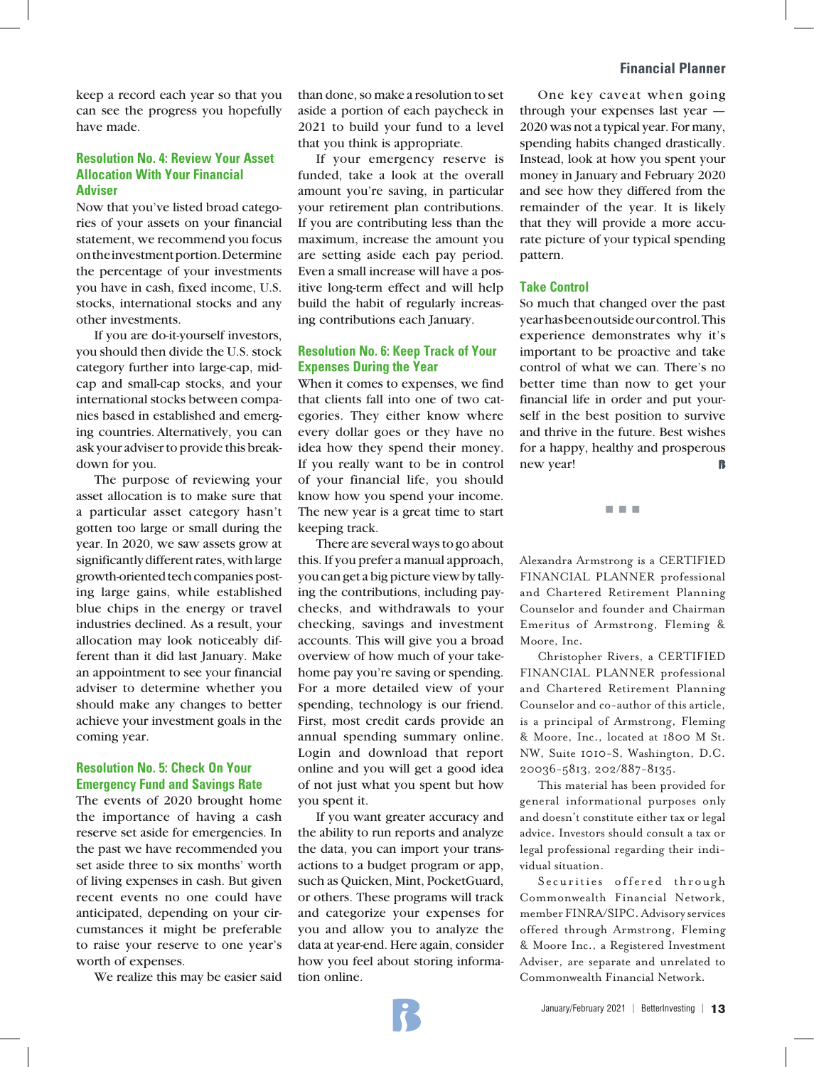keep a record each year so that you can see the progress you hopefully have made.

### Resolution No. 4: Review Your Asset Allocation With Your Financial Adviser

Now that you've listed broad categories of your assets on your financial statement, we recommend you focus on the investment portion. Determine the percentage of your investments you have in cash, fixed income, U.S. stocks, international stocks and any other investments.

If you are do-it-yourself investors, you should then divide the U.S. stock category further into large-cap, mid-cap and small-cap stocks, and your international stocks between companies based in established and emerging countries. Alternatively, you can ask your adviser to provide this breakdown for you.

The purpose of reviewing your asset allocation is to make sure that a particular asset category hasn't gotten too large or small during the year. In 2020, we saw assets grow at significantly different rates, with large growth-oriented tech companies posting large gains, while established blue chips in the energy or travel industries declined. As a result, your allocation may look noticeably different than it did last January. Make an appointment to see your financial adviser to determine whether you should make any changes to better achieve your investment goals in the coming year.

### Resolution No. 5: Check On Your Emergency Fund and Savings Rate

The events of 2020 brought home the importance of having a cash reserve set aside for emergencies. In the past we have recommended you set aside three to six months' worth of living expenses in cash. But given recent events no one could have anticipated, depending on your circumstances it might be preferable to raise your reserve to one year's worth of expenses.

We realize this may be easier said than done, so make a resolution to set aside a portion of each paycheck in 2021 to build your fund to a level that you think is appropriate.

If your emergency reserve is funded, take a look at the overall amount you're saving, in particular your retirement plan contributions. If you are contributing less than the maximum, increase the amount you are setting aside each pay period. Even a small increase will have a positive long-term effect and will help build the habit of regularly increasing contributions each January.

### Resolution No. 6: Keep Track of Your Expenses During the Year

When it comes to expenses, we find that clients fall into one of two categories. They either know where every dollar goes or they have no idea how they spend their money. If you really want to be in control of your financial life, you should know how you spend your income. The new year is a great time to start keeping track.

There are several ways to go about this. If you prefer a manual approach, you can get a big picture view by tallying the contributions, including paychecks, and withdrawals to your checking, savings and investment accounts. This will give you a broad overview of how much of your take-home pay you're saving or spending. For a more detailed view of your spending, technology is our friend. First, most credit cards provide an annual spending summary online. Login and download that report online and you will get a good idea of not just what you spent but how you spent it.

If you want greater accuracy and the ability to run reports and analyze the data, you can import your transactions to a budget program or app, such as Quicken, Mint, PocketGuard, or others. These programs will track and categorize your expenses for you and allow you to analyze the data at year-end. Here again, consider how you feel about storing information online.

One key caveat when going through your expenses last year — 2020 was not a typical year. For many, spending habits changed drastically. Instead, look at how you spent your money in January and February 2020 and see how they differed from the remainder of the year. It is likely that they will provide a more accurate picture of your typical spending pattern.

### Take Control

So much that changed over the past year has been outside our control. This experience demonstrates why it's important to be proactive and take control of what we can. There's no better time than now to get your financial life in order and put yourself in the best position to survive and thrive in the future. Best wishes for a happy, healthy and prosperous new year!

---

Alexandra Armstrong is a CERTIFIED FINANCIAL PLANNER professional and Chartered Retirement Planning Counselor and founder and Chairman Emeritus of Armstrong, Fleming & Moore, Inc.

Christopher Rivers, a CERTIFIED FINANCIAL PLANNER professional and Chartered Retirement Planning Counselor and co-author of this article, is a principal of Armstrong, Fleming & Moore, Inc., located at 1800 M St. NW, Suite 1010-S, Washington, D.C. 20036-5813, 202/887-8135.

This material has been provided for general informational purposes only and doesn't constitute either tax or legal advice. Investors should consult a tax or legal professional regarding their individual situation.

Securities offered through Commonwealth Financial Network, member FINRA/SIPC. Advisory services offered through Armstrong, Fleming & Moore Inc., a Registered Investment Adviser, are separate and unrelated to Commonwealth Financial Network.